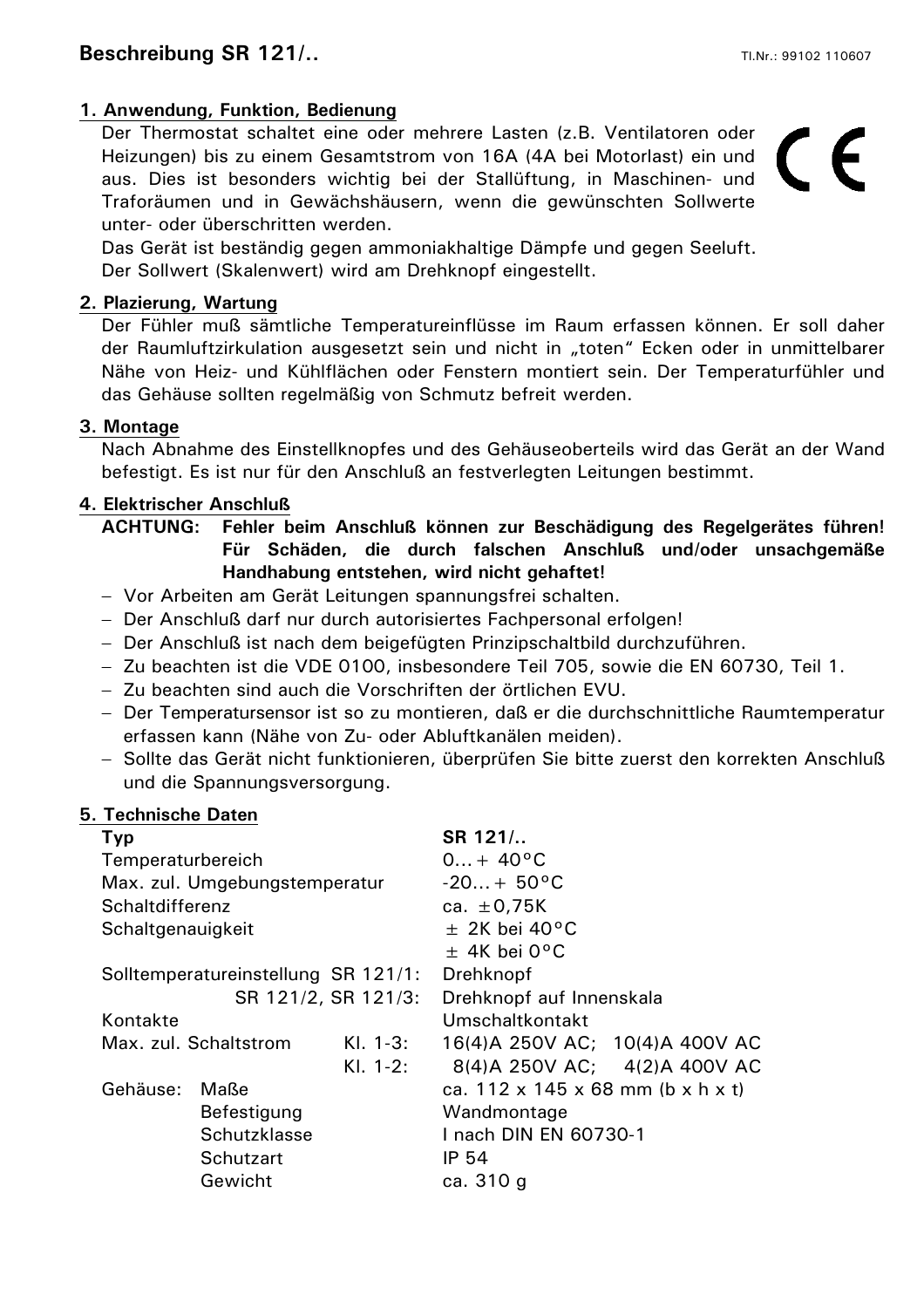# Beschreibung SR 121/..

Tl.Nr.: 99102 110607

## 1. Anwendung, Funktion, Bedienung

Der Thermostat schaltet eine oder mehrere Lasten (z.B. Ventilatoren oder Heizungen) bis zu einem Gesamtstrom von 16A (4A bei Motorlast) ein und aus. Dies ist besonders wichtig bei der Stallüftung, in Maschinen- und Traforäumen und in Gewächshäusern, wenn die gewünschten Sollwerte unter- oder überschritten werden.

Das Gerät ist beständig gegen ammoniakhaltige Dämpfe und gegen Seeluft.

Der Sollwert (Skalenwert) wird am Drehknopf eingestellt.

## 2. Plazierung, Wartung

Der Fühler muß sämtliche Temperatureinflüsse im Raum erfassen können. Er soll daher der Raumluftzirkulation ausgesetzt sein und nicht in „toten" Ecken oder in unmittelbarer Nähe von Heiz- und Kühlflächen oder Fenstern montiert sein. Der Temperaturfühler und das Gehäuse sollten regelmäßig von Schmutz befreit werden.

## 3. Montage

Nach Abnahme des Einstellknopfes und des Gehäuseoberteils wird das Gerät an der Wand befestigt. Es ist nur für den Anschluß an festverlegten Leitungen bestimmt.

## 4. Elektrischer Anschluß

**ACHTUNG: Fehler beim Anschluß können zur Beschädigung des Regelgerätes führen! Für Schäden, die durch falschen Anschluß und/oder unsachgemäße Handhabung entstehen, wird nicht gehaftet!**

- Vor Arbeiten am Gerät Leitungen spannungsfrei schalten.
- Der Anschluß darf nur durch autorisiertes Fachpersonal erfolgen!
- Der Anschluß ist nach dem beigefügten Prinzipschaltbild durchzuführen.
- Zu beachten ist die VDE 0100, insbesondere Teil 705, sowie die EN 60730, Teil 1.
- Zu beachten sind auch die Vorschriften der örtlichen EVU.
- Der Temperatursensor ist so zu montieren, daß er die durchschnittliche Raumtemperatur erfassen kann (Nähe von Zu- oder Abluftkanälen meiden).
- Sollte das Gerät nicht funktionieren, überprüfen Sie bitte zuerst den korrekten Anschluß und die Spannungsversorgung.

## 5. Technische Daten

| Typ | | | SR 121/.. |
|---|---|---|---|
| Temperaturbereich | | | 0…+ 40°C |
| Max. zul. Umgebungstemperatur | | | -20…+ 50°C |
| Schaltdifferenz | | | ca. ±0,75K |
| Schaltgenauigkeit | | | ± 2K bei 40°C<br>± 4K bei 0°C |
| Solltemperatureinstellung | | SR 121/1: | Drehknopf |
| | | SR 121/2, SR 121/3: | Drehknopf auf Innenskala |
| Kontakte | | | Umschaltkontakt |
| Max. zul. Schaltstrom | | Kl. 1-3: | 16(4)A 250V AC; 10(4)A 400V AC |
| | | Kl. 1-2: | 8(4)A 250V AC; 4(2)A 400V AC |
| Gehäuse: | Maße | | ca. 112 x 145 x 68 mm (b x h x t) |
| | Befestigung | | Wandmontage |
| | Schutzklasse | | I nach DIN EN 60730-1 |
| | Schutzart | | IP 54 |
| | Gewicht | | ca. 310 g |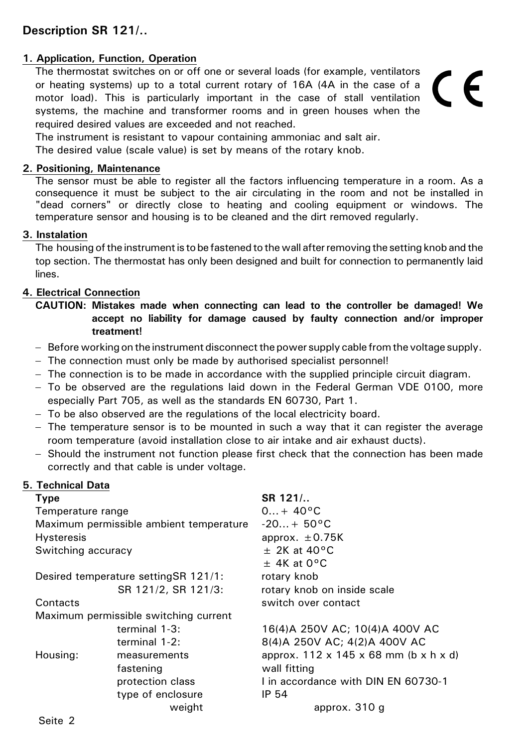## Description SR 121/..

### 1. Application, Function, Operation

The thermostat switches on or off one or several loads (for example, ventilators or heating systems) up to a total current rotary of 16A (4A in the case of a motor load). This is particularly important in the case of stall ventilation systems, the machine and transformer rooms and in green houses when the required desired values are exceeded and not reached.

CE

The instrument is resistant to vapour containing ammoniac and salt air.

The desired value (scale value) is set by means of the rotary knob.

### 2. Positioning, Maintenance

The sensor must be able to register all the factors influencing temperature in a room. As a consequence it must be subject to the air circulating in the room and not be installed in "dead corners" or directly close to heating and cooling equipment or windows. The temperature sensor and housing is to be cleaned and the dirt removed regularly.

### 3. Instalation

The housing of the instrument is to be fastened to the wall after removing the setting knob and the top section. The thermostat has only been designed and built for connection to permanently laid lines.

### 4. Electrical Connection

**CAUTION: Mistakes made when connecting can lead to the controller be damaged! We accept no liability for damage caused by faulty connection and/or improper treatment!**

- Before working on the instrument disconnect the power supply cable from the voltage supply.
- The connection must only be made by authorised specialist personnel!
- The connection is to be made in accordance with the supplied principle circuit diagram.
- To be observed are the regulations laid down in the Federal German VDE 0100, more especially Part 705, as well as the standards EN 60730, Part 1.
- To be also observed are the regulations of the local electricity board.
- The temperature sensor is to be mounted in such a way that it can register the average room temperature (avoid installation close to air intake and air exhaust ducts).
- Should the instrument not function please first check that the connection has been made correctly and that cable is under voltage.

### 5. Technical Data

| Type | | SR 121/.. |
|---|---|---|
| Temperature range | | 0...+ 40°C |
| Maximum permissible ambient temperature | | -20...+ 50°C |
| Hysteresis | | approx. ±0.75K |
| Switching accuracy | | ± 2K at 40°C<br>± 4K at 0°C |
| Desired temperature setting | SR 121/1: | rotary knob |
| | SR 121/2, SR 121/3: | rotary knob on inside scale |
| Contacts | | switch over contact |
| Maximum permissible switching current | | |
| | terminal 1-3: | 16(4)A 250V AC; 10(4)A 400V AC |
| | terminal 1-2: | 8(4)A 250V AC; 4(2)A 400V AC |
| Housing: | measurements | approx. 112 x 145 x 68 mm (b x h x d) |
| | fastening | wall fitting |
| | protection class | I in accordance with DIN EN 60730-1 |
| | type of enclosure | IP 54 |
| | weight | approx. 310 g |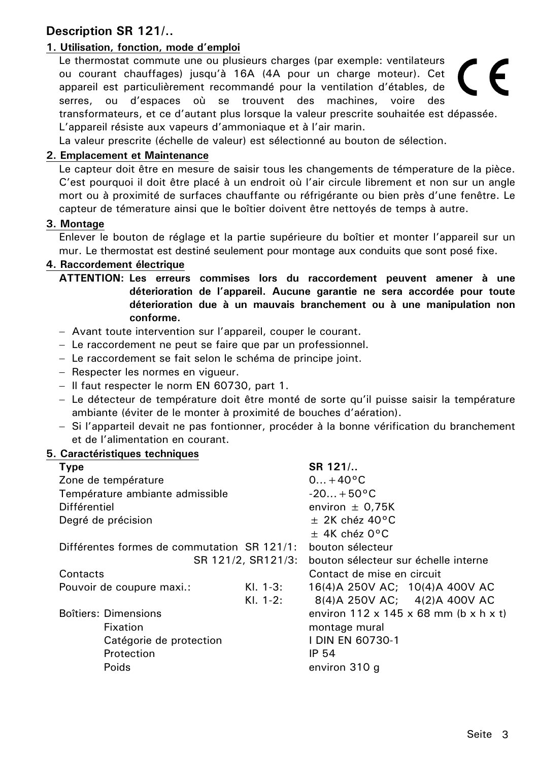## Description SR 121/..

### 1. Utilisation, fonction, mode d'emploi

Le thermostat commute une ou plusieurs charges (par exemple: ventilateurs ou courant chauffages) jusqu'à 16A (4A pour un charge moteur). Cet appareil est particulièrement recommandé pour la ventilation d'étables, de serres, ou d'espaces où se trouvent des machines, voire des transformateurs, et ce d'autant plus lorsque la valeur prescrite souhaitée est dépassée.
L'appareil résiste aux vapeurs d'ammoniaque et à l'air marin.
La valeur prescrite (échelle de valeur) est sélectionné au bouton de sélection.

### 2. Emplacement et Maintenance

Le capteur doit être en mesure de saisir tous les changements de température de la pièce. C'est pourquoi il doit être placé à un endroit où l'air circule librement et non sur un angle mort ou à proximité de surfaces chauffante ou réfrigérante ou bien près d'une fenêtre. Le capteur de témerature ainsi que le boîtier doivent être nettoyés de temps à autre.

### 3. Montage

Enlever le bouton de réglage et la partie supérieure du boîtier et monter l'appareil sur un mur. Le thermostat est destiné seulement pour montage aux conduits que sont posé fixe.

### 4. Raccordement électrique

**ATTENTION: Les erreurs commises lors du raccordement peuvent amener à une déterioration de l'appareil. Aucune garantie ne sera accordée pour toute déterioration due à un mauvais branchement ou à une manipulation non conforme.**

- Avant toute intervention sur l'appareil, couper le courant.
- Le raccordement ne peut se faire que par un professionnel.
- Le raccordement se fait selon le schéma de principe joint.
- Respecter les normes en vigueur.
- Il faut respecter le norm EN 60730, part 1.
- Le détecteur de température doit être monté de sorte qu'il puisse saisir la température ambiante (éviter de le monter à proximité de bouches d'aération).
- Si l'appareil devait ne pas fontionner, procéder à la bonne vérification du branchement et de l'alimentation en courant.

### 5. Caractéristiques techniques

| Type | | SR 121/.. |
|---|---|---|
| Zone de température | | 0…+40°C |
| Température ambiante admissible | | -20…+50°C |
| Différentiel | | environ ± 0,75K |
| Degré de précision | | ± 2K chéz 40°C |
| | | ± 4K chéz 0°C |
| Différentes formes de commutation | SR 121/1: | bouton sélecteur |
| | SR 121/2, SR121/3: | bouton sélecteur sur échelle interne |
| Contacts | | Contact de mise en circuit |
| Pouvoir de coupure maxi.: | Kl. 1-3: | 16(4)A 250V AC; 10(4)A 400V AC |
| | Kl. 1-2: | 8(4)A 250V AC; 4(2)A 400V AC |
| Boîtiers: Dimensions | | environ 112 x 145 x 68 mm (b x h x t) |
| Fixation | | montage mural |
| Catégorie de protection | | I DIN EN 60730-1 |
| Protection | | IP 54 |
| Poids | | environ 310 g |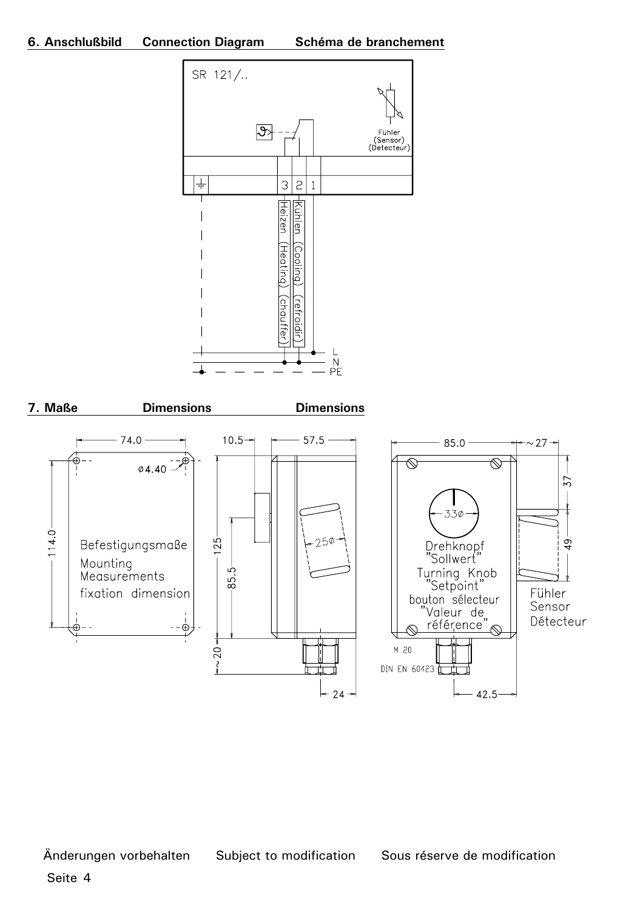## 6. Anschlußbild Connection Diagram Schéma de branchement

SR 121/..

Fühler
(Sensor)
(Detecteur)

3 2 1

Heizen (Heating) (chauffer)

Kühlen (Cooling) (refroidir)

L
N
PE

## 7. Maße Dimensions Dimensions

74.0

ø4.40

114.0

Befestigungsmaße
Mounting
Measurements
fixation dimension

10.5

57.5

125

85.5

25ø

~20

24

85.0

~27

33ø

37

49

Drehknopf
"Sollwert"
Turning Knob
"Setpoint"
bouton sélecteur
"Valeur de
référence"

Fühler
Sensor
Détecteur

M 20

DIN EN 60423

42.5

Änderungen vorbehalten Subject to modification Sous réserve de modification